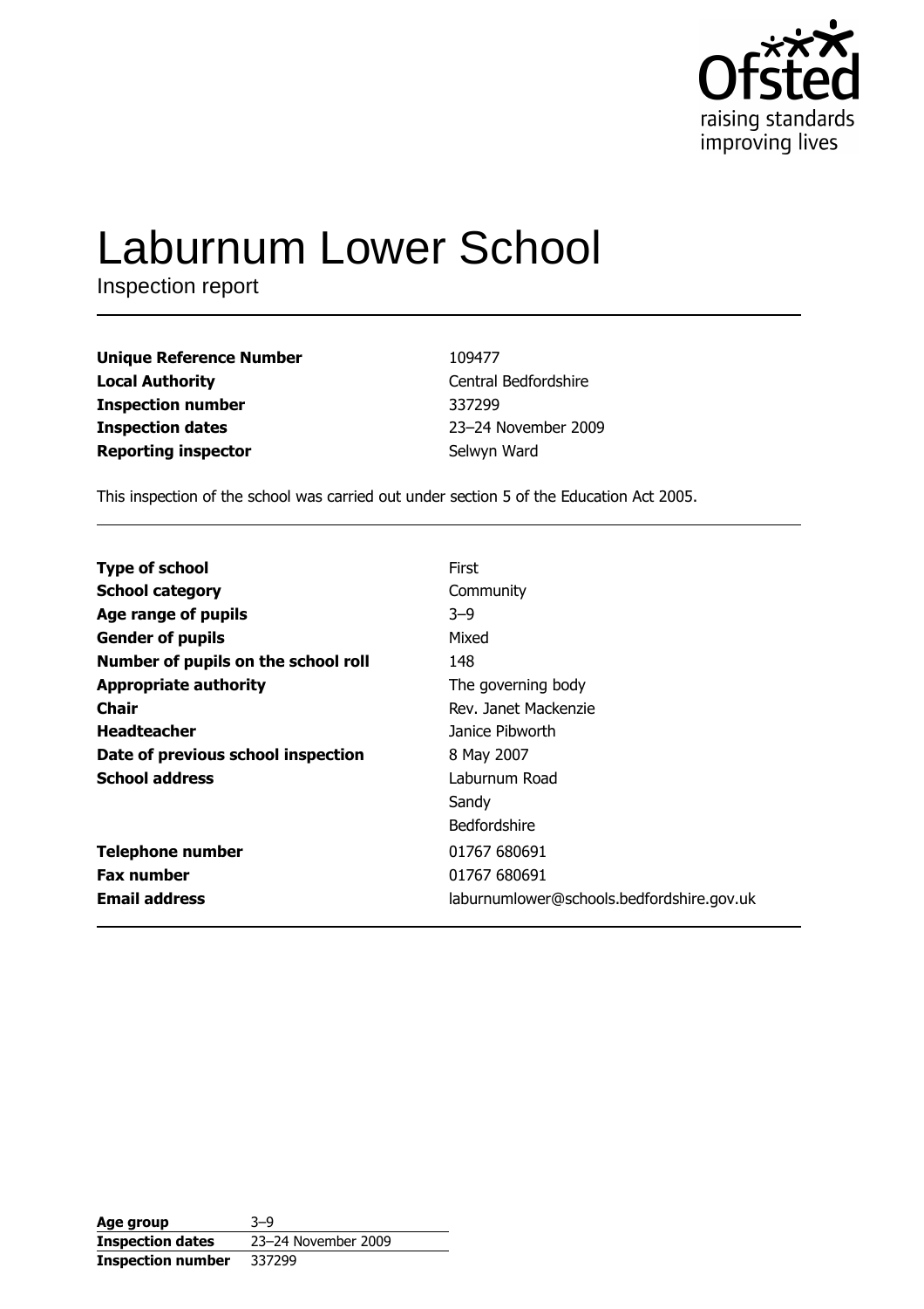# Laburnum Lower School

Inspection report

| | |
|---|---|
| **Unique Reference Number** | 109477 |
| **Local Authority** | Central Bedfordshire |
| **Inspection number** | 337299 |
| **Inspection dates** | 23–24 November 2009 |
| **Reporting inspector** | Selwyn Ward |

This inspection of the school was carried out under section 5 of the Education Act 2005.

| | |
|---|---|
| **Type of school** | First |
| **School category** | Community |
| **Age range of pupils** | 3–9 |
| **Gender of pupils** | Mixed |
| **Number of pupils on the school roll** | 148 |
| **Appropriate authority** | The governing body |
| **Chair** | Rev. Janet Mackenzie |
| **Headteacher** | Janice Pibworth |
| **Date of previous school inspection** | 8 May 2007 |
| **School address** | Laburnum Road<br>Sandy<br>Bedfordshire |
| **Telephone number** | 01767 680691 |
| **Fax number** | 01767 680691 |
| **Email address** | laburnumlower@schools.bedfordshire.gov.uk |

| | |
|---|---|
| **Age group** | 3–9 |
| **Inspection dates** | 23–24 November 2009 |
| **Inspection number** | 337299 |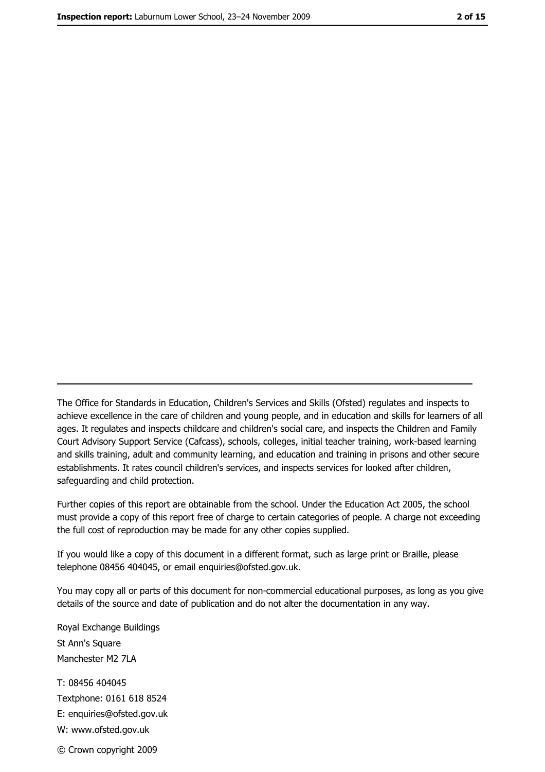The Office for Standards in Education, Children's Services and Skills (Ofsted) regulates and inspects to achieve excellence in the care of children and young people, and in education and skills for learners of all ages. It regulates and inspects childcare and children's social care, and inspects the Children and Family Court Advisory Support Service (Cafcass), schools, colleges, initial teacher training, work-based learning and skills training, adult and community learning, and education and training in prisons and other secure establishments. It rates council children's services, and inspects services for looked after children, safeguarding and child protection.

Further copies of this report are obtainable from the school. Under the Education Act 2005, the school must provide a copy of this report free of charge to certain categories of people. A charge not exceeding the full cost of reproduction may be made for any other copies supplied.

If you would like a copy of this document in a different format, such as large print or Braille, please telephone 08456 404045, or email enquiries@ofsted.gov.uk.

You may copy all or parts of this document for non-commercial educational purposes, as long as you give details of the source and date of publication and do not alter the documentation in any way.

Royal Exchange Buildings
St Ann's Square
Manchester M2 7LA

T: 08456 404045
Textphone: 0161 618 8524
E: enquiries@ofsted.gov.uk
W: www.ofsted.gov.uk

© Crown copyright 2009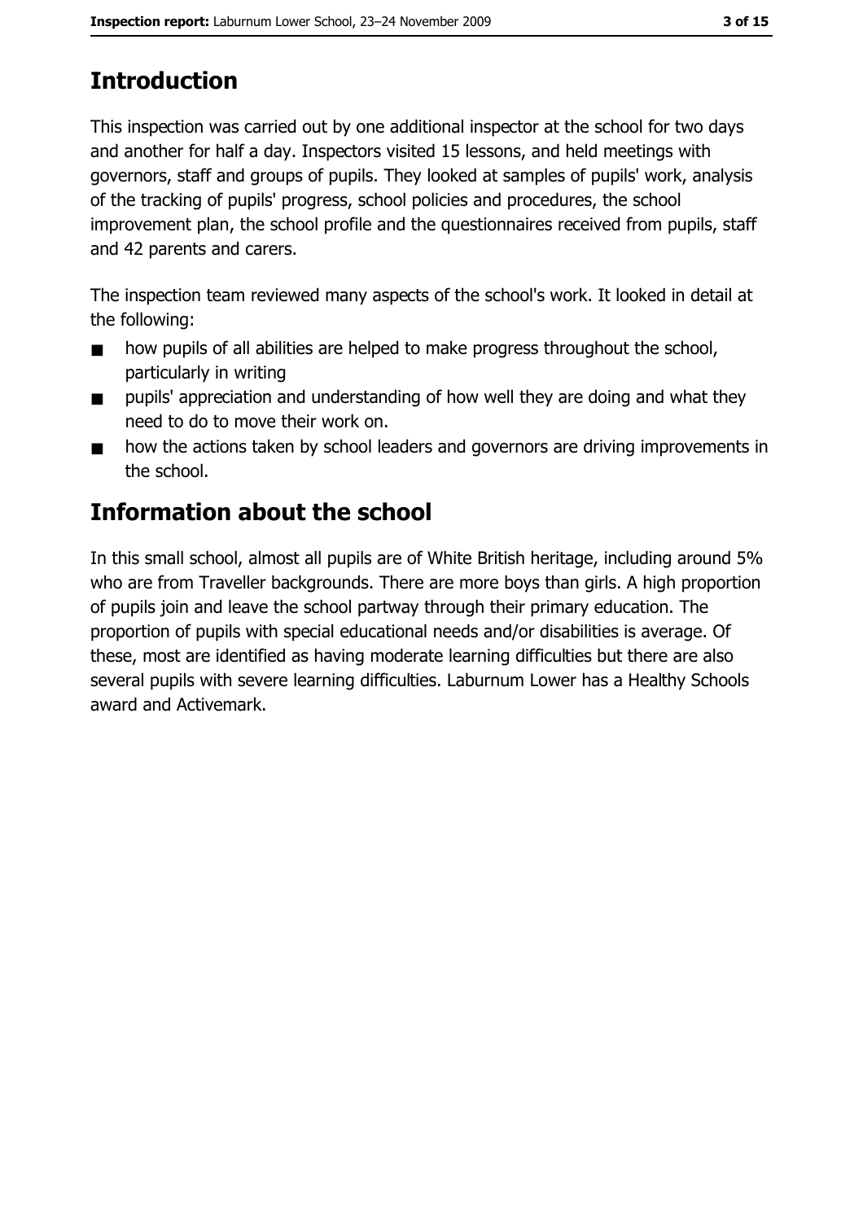## Introduction

This inspection was carried out by one additional inspector at the school for two days and another for half a day. Inspectors visited 15 lessons, and held meetings with governors, staff and groups of pupils. They looked at samples of pupils' work, analysis of the tracking of pupils' progress, school policies and procedures, the school improvement plan, the school profile and the questionnaires received from pupils, staff and 42 parents and carers.

The inspection team reviewed many aspects of the school's work. It looked in detail at the following:

- how pupils of all abilities are helped to make progress throughout the school, particularly in writing
- pupils' appreciation and understanding of how well they are doing and what they need to do to move their work on.
- how the actions taken by school leaders and governors are driving improvements in the school.

## Information about the school

In this small school, almost all pupils are of White British heritage, including around 5% who are from Traveller backgrounds. There are more boys than girls. A high proportion of pupils join and leave the school partway through their primary education. The proportion of pupils with special educational needs and/or disabilities is average. Of these, most are identified as having moderate learning difficulties but there are also several pupils with severe learning difficulties. Laburnum Lower has a Healthy Schools award and Activemark.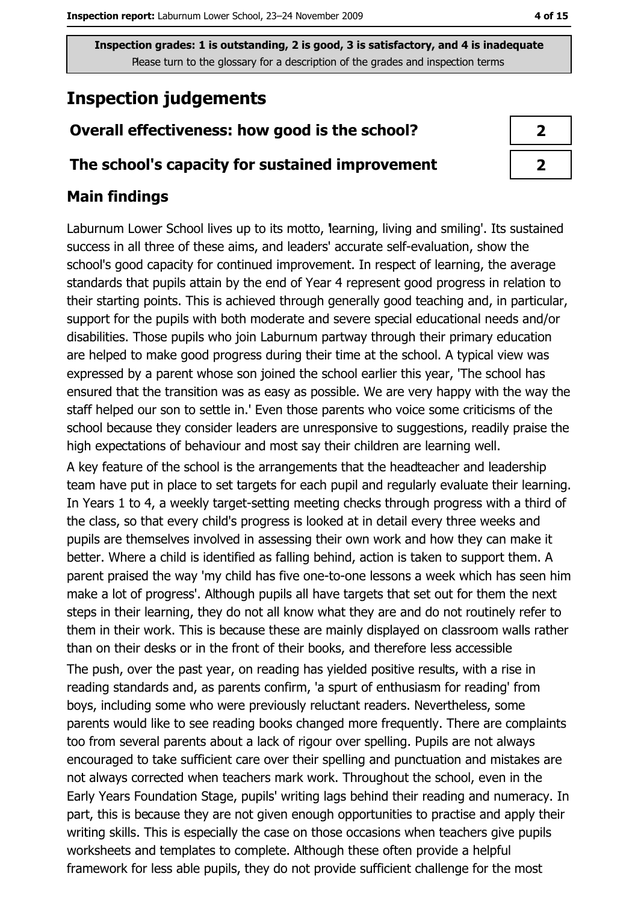**Inspection grades: 1 is outstanding, 2 is good, 3 is satisfactory, and 4 is inadequate**
Please turn to the glossary for a description of the grades and inspection terms

## Inspection judgements

| | |
|---|---|
| **Overall effectiveness: how good is the school?** | **2** |
| **The school's capacity for sustained improvement** | **2** |

### Main findings

Laburnum Lower School lives up to its motto, 'learning, living and smiling'. Its sustained success in all three of these aims, and leaders' accurate self-evaluation, show the school's good capacity for continued improvement. In respect of learning, the average standards that pupils attain by the end of Year 4 represent good progress in relation to their starting points. This is achieved through generally good teaching and, in particular, support for the pupils with both moderate and severe special educational needs and/or disabilities. Those pupils who join Laburnum partway through their primary education are helped to make good progress during their time at the school. A typical view was expressed by a parent whose son joined the school earlier this year, 'The school has ensured that the transition was as easy as possible. We are very happy with the way the staff helped our son to settle in.' Even those parents who voice some criticisms of the school because they consider leaders are unresponsive to suggestions, readily praise the high expectations of behaviour and most say their children are learning well.

A key feature of the school is the arrangements that the headteacher and leadership team have put in place to set targets for each pupil and regularly evaluate their learning. In Years 1 to 4, a weekly target-setting meeting checks through progress with a third of the class, so that every child's progress is looked at in detail every three weeks and pupils are themselves involved in assessing their own work and how they can make it better. Where a child is identified as falling behind, action is taken to support them. A parent praised the way 'my child has five one-to-one lessons a week which has seen him make a lot of progress'. Although pupils all have targets that set out for them the next steps in their learning, they do not all know what they are and do not routinely refer to them in their work. This is because these are mainly displayed on classroom walls rather than on their desks or in the front of their books, and therefore less accessible

The push, over the past year, on reading has yielded positive results, with a rise in reading standards and, as parents confirm, 'a spurt of enthusiasm for reading' from boys, including some who were previously reluctant readers. Nevertheless, some parents would like to see reading books changed more frequently. There are complaints too from several parents about a lack of rigour over spelling. Pupils are not always encouraged to take sufficient care over their spelling and punctuation and mistakes are not always corrected when teachers mark work. Throughout the school, even in the Early Years Foundation Stage, pupils' writing lags behind their reading and numeracy. In part, this is because they are not given enough opportunities to practise and apply their writing skills. This is especially the case on those occasions when teachers give pupils worksheets and templates to complete. Although these often provide a helpful framework for less able pupils, they do not provide sufficient challenge for the most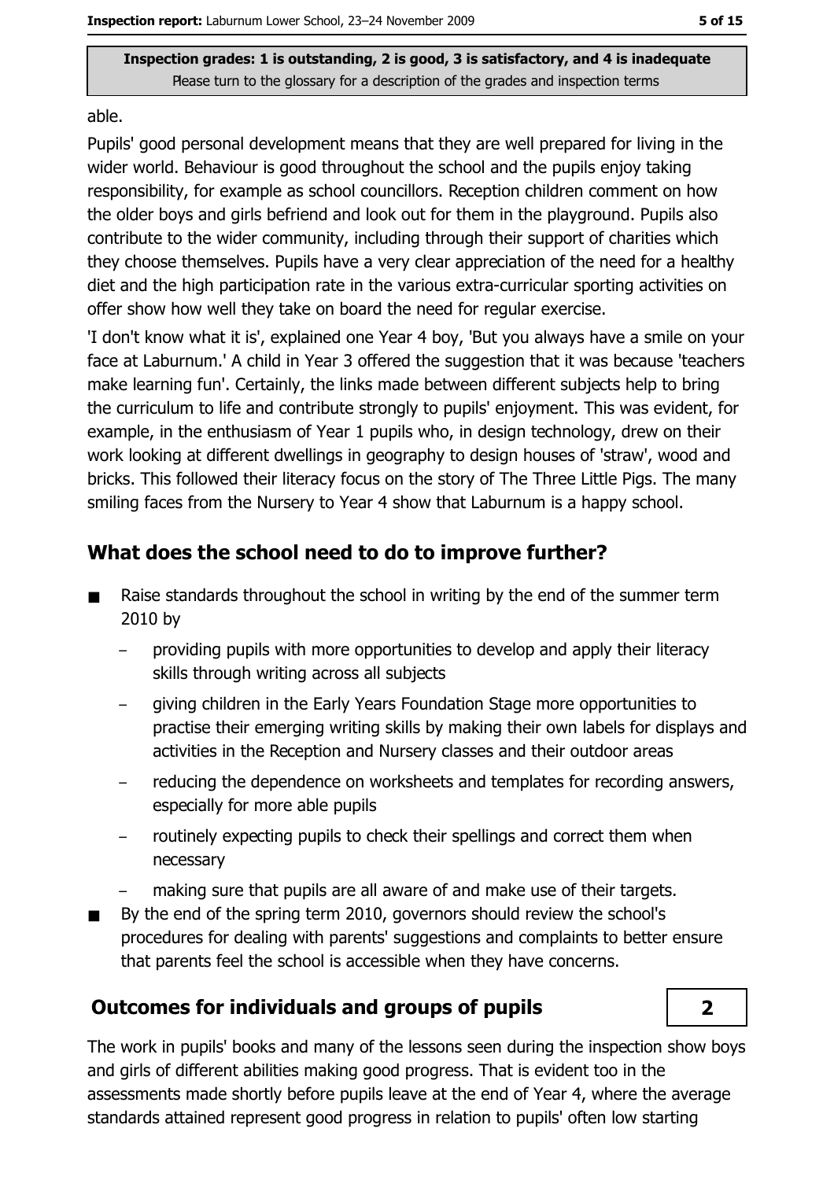able.

Pupils' good personal development means that they are well prepared for living in the wider world. Behaviour is good throughout the school and the pupils enjoy taking responsibility, for example as school councillors. Reception children comment on how the older boys and girls befriend and look out for them in the playground. Pupils also contribute to the wider community, including through their support of charities which they choose themselves. Pupils have a very clear appreciation of the need for a healthy diet and the high participation rate in the various extra-curricular sporting activities on offer show how well they take on board the need for regular exercise.

'I don't know what it is', explained one Year 4 boy, 'But you always have a smile on your face at Laburnum.' A child in Year 3 offered the suggestion that it was because 'teachers make learning fun'. Certainly, the links made between different subjects help to bring the curriculum to life and contribute strongly to pupils' enjoyment. This was evident, for example, in the enthusiasm of Year 1 pupils who, in design technology, drew on their work looking at different dwellings in geography to design houses of 'straw', wood and bricks. This followed their literacy focus on the story of The Three Little Pigs. The many smiling faces from the Nursery to Year 4 show that Laburnum is a happy school.

## What does the school need to do to improve further?

- Raise standards throughout the school in writing by the end of the summer term 2010 by
  - providing pupils with more opportunities to develop and apply their literacy skills through writing across all subjects
  - giving children in the Early Years Foundation Stage more opportunities to practise their emerging writing skills by making their own labels for displays and activities in the Reception and Nursery classes and their outdoor areas
  - reducing the dependence on worksheets and templates for recording answers, especially for more able pupils
  - routinely expecting pupils to check their spellings and correct them when necessary
  - making sure that pupils are all aware of and make use of their targets.
- By the end of the spring term 2010, governors should review the school's procedures for dealing with parents' suggestions and complaints to better ensure that parents feel the school is accessible when they have concerns.

## Outcomes for individuals and groups of pupils — 2

The work in pupils' books and many of the lessons seen during the inspection show boys and girls of different abilities making good progress. That is evident too in the assessments made shortly before pupils leave at the end of Year 4, where the average standards attained represent good progress in relation to pupils' often low starting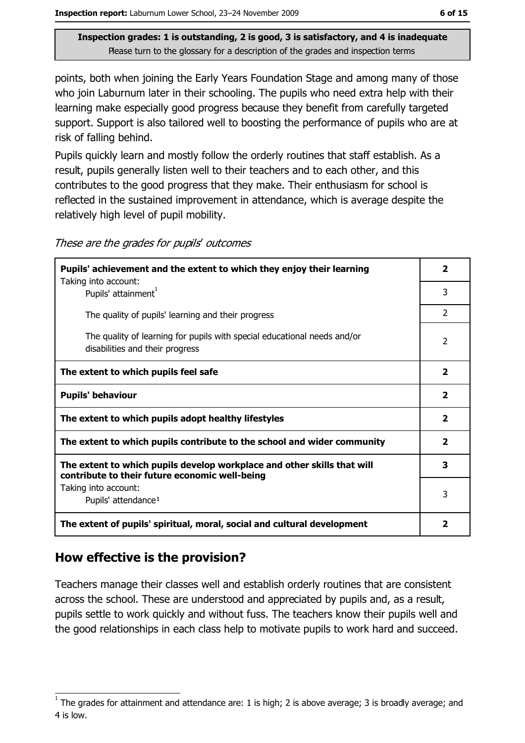Inspection grades: 1 is outstanding, 2 is good, 3 is satisfactory, and 4 is inadequate
Please turn to the glossary for a description of the grades and inspection terms

points, both when joining the Early Years Foundation Stage and among many of those who join Laburnum later in their schooling. The pupils who need extra help with their learning make especially good progress because they benefit from carefully targeted support. Support is also tailored well to boosting the performance of pupils who are at risk of falling behind.

Pupils quickly learn and mostly follow the orderly routines that staff establish. As a result, pupils generally listen well to their teachers and to each other, and this contributes to the good progress that they make. Their enthusiasm for school is reflected in the sustained improvement in attendance, which is average despite the relatively high level of pupil mobility.

*These are the grades for pupils' outcomes*

| | |
|---|---|
| **Pupils' achievement and the extent to which they enjoy their learning** | **2** |
| Taking into account: Pupils' attainment[1] | 3 |
| The quality of pupils' learning and their progress | 2 |
| The quality of learning for pupils with special educational needs and/or disabilities and their progress | 2 |
| **The extent to which pupils feel safe** | **2** |
| **Pupils' behaviour** | **2** |
| **The extent to which pupils adopt healthy lifestyles** | **2** |
| **The extent to which pupils contribute to the school and wider community** | **2** |
| **The extent to which pupils develop workplace and other skills that will contribute to their future economic well-being** | **3** |
| Taking into account: Pupils' attendance[1] | 3 |
| **The extent of pupils' spiritual, moral, social and cultural development** | **2** |

## How effective is the provision?

Teachers manage their classes well and establish orderly routines that are consistent across the school. These are understood and appreciated by pupils and, as a result, pupils settle to work quickly and without fuss. The teachers know their pupils well and the good relationships in each class help to motivate pupils to work hard and succeed.

[1] The grades for attainment and attendance are: 1 is high; 2 is above average; 3 is broadly average; and 4 is low.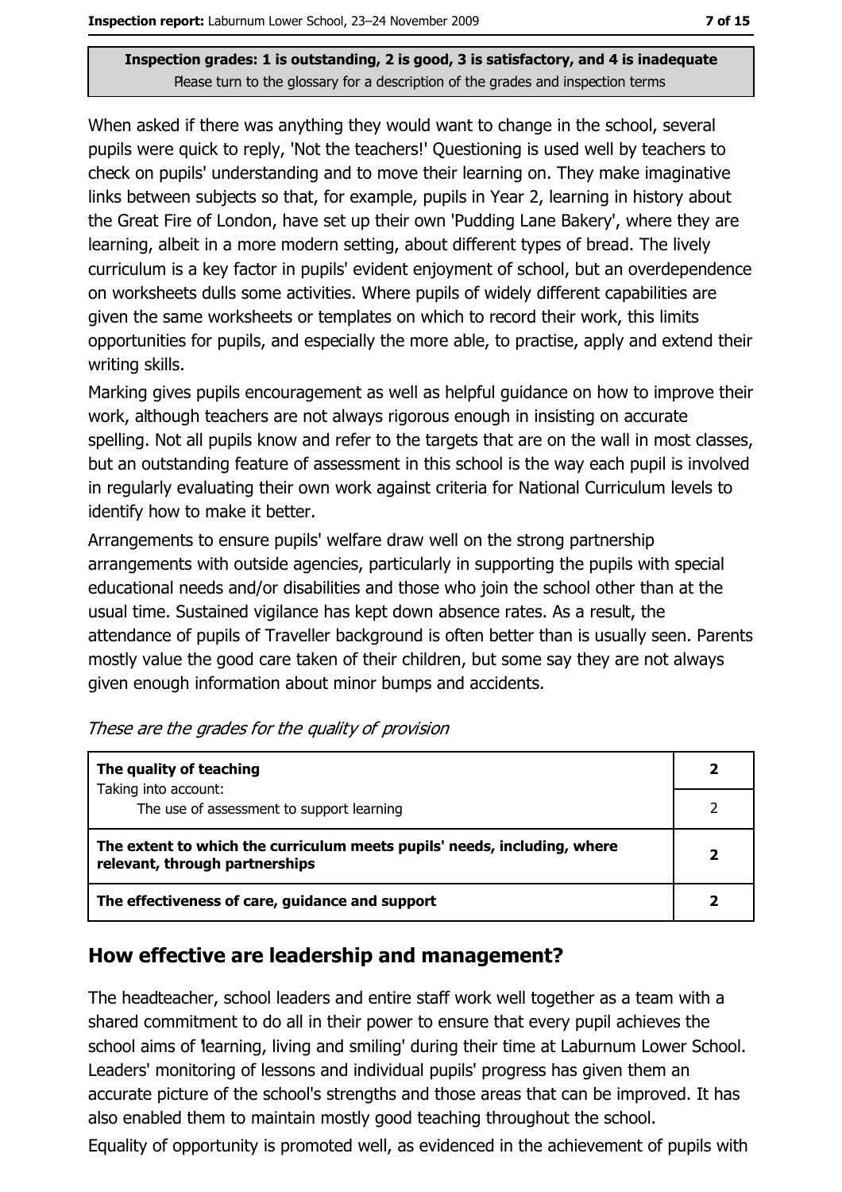Inspection grades: 1 is outstanding, 2 is good, 3 is satisfactory, and 4 is inadequate
Please turn to the glossary for a description of the grades and inspection terms

When asked if there was anything they would want to change in the school, several pupils were quick to reply, 'Not the teachers!' Questioning is used well by teachers to check on pupils' understanding and to move their learning on. They make imaginative links between subjects so that, for example, pupils in Year 2, learning in history about the Great Fire of London, have set up their own 'Pudding Lane Bakery', where they are learning, albeit in a more modern setting, about different types of bread. The lively curriculum is a key factor in pupils' evident enjoyment of school, but an overdependence on worksheets dulls some activities. Where pupils of widely different capabilities are given the same worksheets or templates on which to record their work, this limits opportunities for pupils, and especially the more able, to practise, apply and extend their writing skills.

Marking gives pupils encouragement as well as helpful guidance on how to improve their work, although teachers are not always rigorous enough in insisting on accurate spelling. Not all pupils know and refer to the targets that are on the wall in most classes, but an outstanding feature of assessment in this school is the way each pupil is involved in regularly evaluating their own work against criteria for National Curriculum levels to identify how to make it better.

Arrangements to ensure pupils' welfare draw well on the strong partnership arrangements with outside agencies, particularly in supporting the pupils with special educational needs and/or disabilities and those who join the school other than at the usual time. Sustained vigilance has kept down absence rates. As a result, the attendance of pupils of Traveller background is often better than is usually seen. Parents mostly value the good care taken of their children, but some say they are not always given enough information about minor bumps and accidents.

*These are the grades for the quality of provision*

| | |
|---|---|
| **The quality of teaching**<br>Taking into account: | **2** |
| The use of assessment to support learning | 2 |
| **The extent to which the curriculum meets pupils' needs, including, where relevant, through partnerships** | **2** |
| **The effectiveness of care, guidance and support** | **2** |

## How effective are leadership and management?

The headteacher, school leaders and entire staff work well together as a team with a shared commitment to do all in their power to ensure that every pupil achieves the school aims of 'learning, living and smiling' during their time at Laburnum Lower School. Leaders' monitoring of lessons and individual pupils' progress has given them an accurate picture of the school's strengths and those areas that can be improved. It has also enabled them to maintain mostly good teaching throughout the school.

Equality of opportunity is promoted well, as evidenced in the achievement of pupils with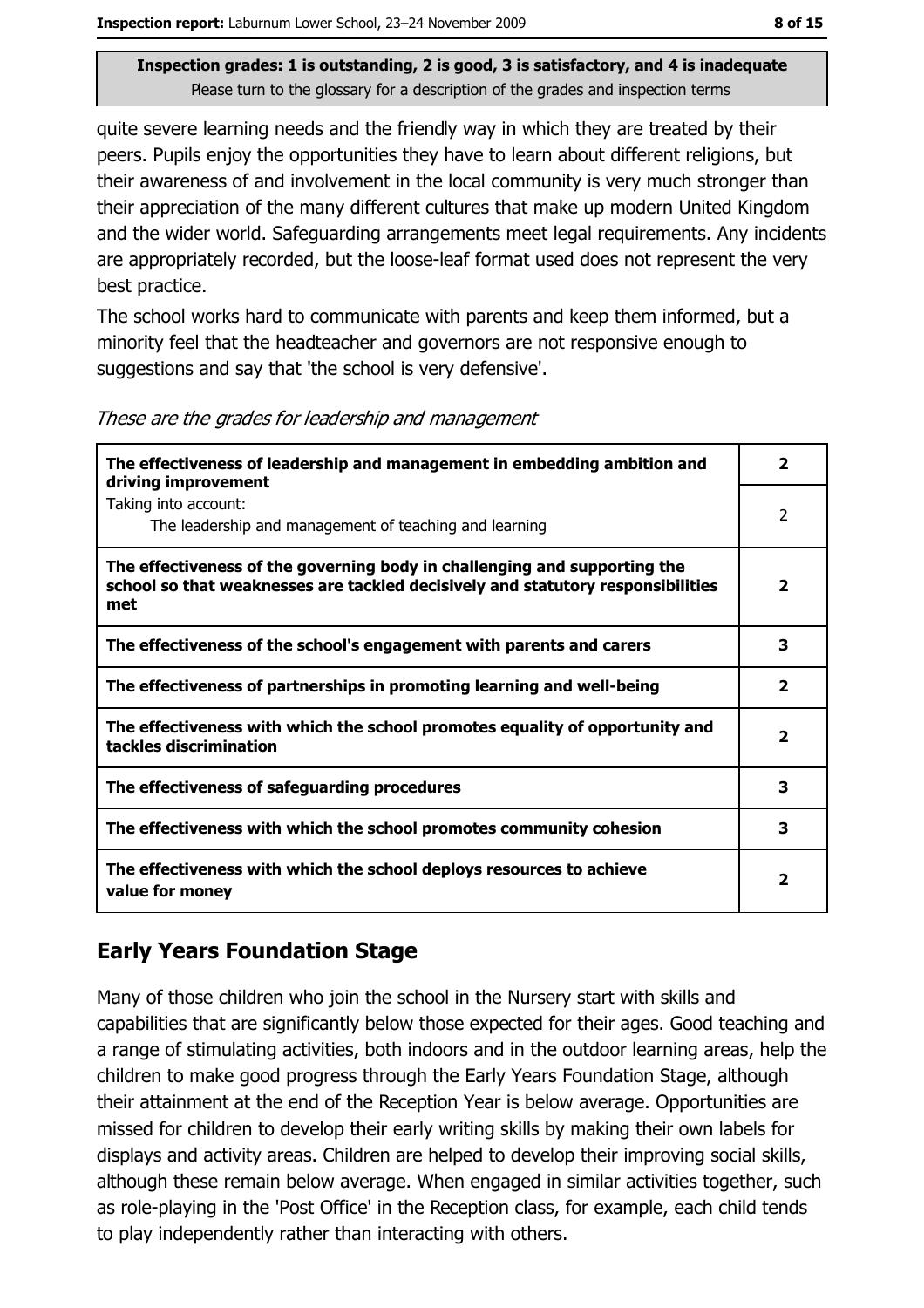quite severe learning needs and the friendly way in which they are treated by their peers. Pupils enjoy the opportunities they have to learn about different religions, but their awareness of and involvement in the local community is very much stronger than their appreciation of the many different cultures that make up modern United Kingdom and the wider world. Safeguarding arrangements meet legal requirements. Any incidents are appropriately recorded, but the loose-leaf format used does not represent the very best practice.

The school works hard to communicate with parents and keep them informed, but a minority feel that the headteacher and governors are not responsive enough to suggestions and say that 'the school is very defensive'.

*These are the grades for leadership and management*

| | |
|---|---|
| **The effectiveness of leadership and management in embedding ambition and driving improvement** | **2** |
| Taking into account: The leadership and management of teaching and learning | 2 |
| **The effectiveness of the governing body in challenging and supporting the school so that weaknesses are tackled decisively and statutory responsibilities met** | **2** |
| **The effectiveness of the school's engagement with parents and carers** | **3** |
| **The effectiveness of partnerships in promoting learning and well-being** | **2** |
| **The effectiveness with which the school promotes equality of opportunity and tackles discrimination** | **2** |
| **The effectiveness of safeguarding procedures** | **3** |
| **The effectiveness with which the school promotes community cohesion** | **3** |
| **The effectiveness with which the school deploys resources to achieve value for money** | **2** |

## Early Years Foundation Stage

Many of those children who join the school in the Nursery start with skills and capabilities that are significantly below those expected for their ages. Good teaching and a range of stimulating activities, both indoors and in the outdoor learning areas, help the children to make good progress through the Early Years Foundation Stage, although their attainment at the end of the Reception Year is below average. Opportunities are missed for children to develop their early writing skills by making their own labels for displays and activity areas. Children are helped to develop their improving social skills, although these remain below average. When engaged in similar activities together, such as role-playing in the 'Post Office' in the Reception class, for example, each child tends to play independently rather than interacting with others.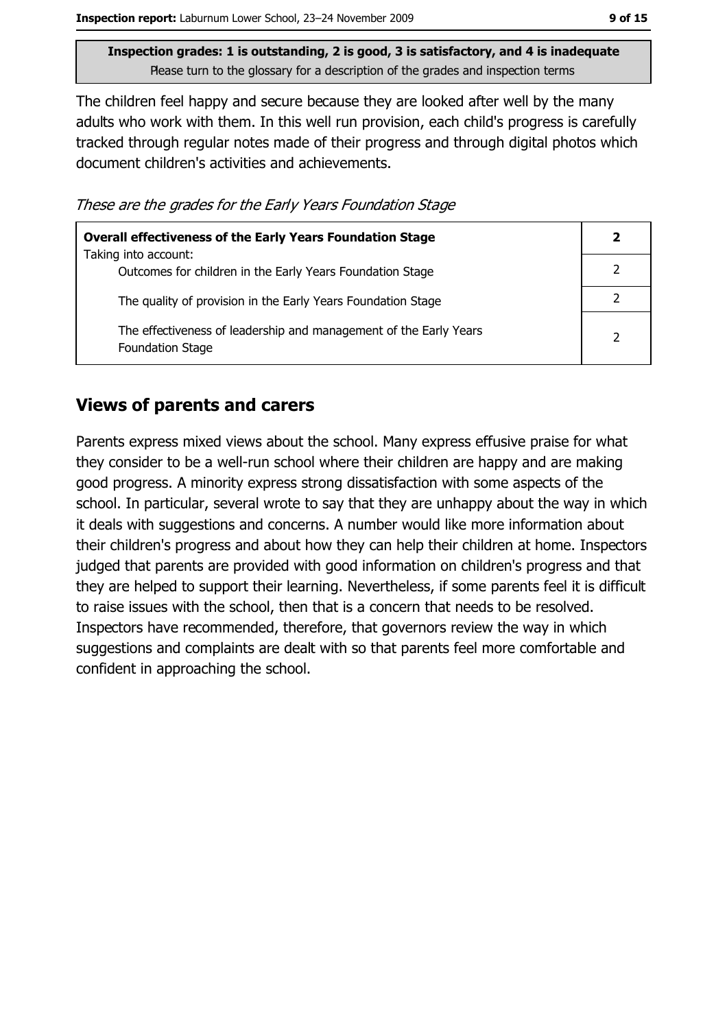**Inspection grades: 1 is outstanding, 2 is good, 3 is satisfactory, and 4 is inadequate**
Please turn to the glossary for a description of the grades and inspection terms

The children feel happy and secure because they are looked after well by the many adults who work with them. In this well run provision, each child's progress is carefully tracked through regular notes made of their progress and through digital photos which document children's activities and achievements.

*These are the grades for the Early Years Foundation Stage*

| | |
|---|---|
| **Overall effectiveness of the Early Years Foundation Stage** | **2** |
| Taking into account: Outcomes for children in the Early Years Foundation Stage | 2 |
| The quality of provision in the Early Years Foundation Stage | 2 |
| The effectiveness of leadership and management of the Early Years Foundation Stage | 2 |

## Views of parents and carers

Parents express mixed views about the school. Many express effusive praise for what they consider to be a well-run school where their children are happy and are making good progress. A minority express strong dissatisfaction with some aspects of the school. In particular, several wrote to say that they are unhappy about the way in which it deals with suggestions and concerns. A number would like more information about their children's progress and about how they can help their children at home. Inspectors judged that parents are provided with good information on children's progress and that they are helped to support their learning. Nevertheless, if some parents feel it is difficult to raise issues with the school, then that is a concern that needs to be resolved. Inspectors have recommended, therefore, that governors review the way in which suggestions and complaints are dealt with so that parents feel more comfortable and confident in approaching the school.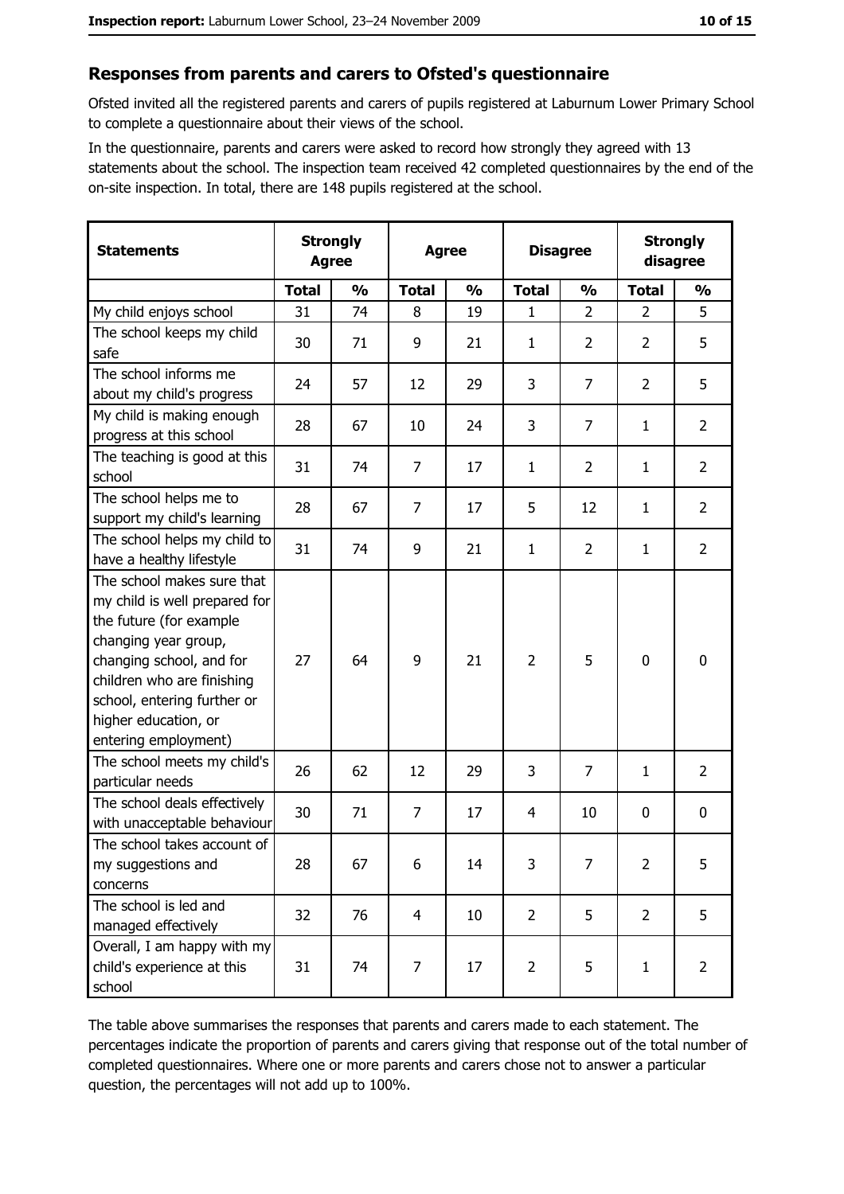## Responses from parents and carers to Ofsted's questionnaire

Ofsted invited all the registered parents and carers of pupils registered at Laburnum Lower Primary School to complete a questionnaire about their views of the school.

In the questionnaire, parents and carers were asked to record how strongly they agreed with 13 statements about the school. The inspection team received 42 completed questionnaires by the end of the on-site inspection. In total, there are 148 pupils registered at the school.

| Statements | Strongly Agree | | Agree | | Disagree | | Strongly disagree | |
|---|---|---|---|---|---|---|---|---|
| | Total | % | Total | % | Total | % | Total | % |
| My child enjoys school | 31 | 74 | 8 | 19 | 1 | 2 | 2 | 5 |
| The school keeps my child safe | 30 | 71 | 9 | 21 | 1 | 2 | 2 | 5 |
| The school informs me about my child's progress | 24 | 57 | 12 | 29 | 3 | 7 | 2 | 5 |
| My child is making enough progress at this school | 28 | 67 | 10 | 24 | 3 | 7 | 1 | 2 |
| The teaching is good at this school | 31 | 74 | 7 | 17 | 1 | 2 | 1 | 2 |
| The school helps me to support my child's learning | 28 | 67 | 7 | 17 | 5 | 12 | 1 | 2 |
| The school helps my child to have a healthy lifestyle | 31 | 74 | 9 | 21 | 1 | 2 | 1 | 2 |
| The school makes sure that my child is well prepared for the future (for example changing year group, changing school, and for children who are finishing school, entering further or higher education, or entering employment) | 27 | 64 | 9 | 21 | 2 | 5 | 0 | 0 |
| The school meets my child's particular needs | 26 | 62 | 12 | 29 | 3 | 7 | 1 | 2 |
| The school deals effectively with unacceptable behaviour | 30 | 71 | 7 | 17 | 4 | 10 | 0 | 0 |
| The school takes account of my suggestions and concerns | 28 | 67 | 6 | 14 | 3 | 7 | 2 | 5 |
| The school is led and managed effectively | 32 | 76 | 4 | 10 | 2 | 5 | 2 | 5 |
| Overall, I am happy with my child's experience at this school | 31 | 74 | 7 | 17 | 2 | 5 | 1 | 2 |

The table above summarises the responses that parents and carers made to each statement. The percentages indicate the proportion of parents and carers giving that response out of the total number of completed questionnaires. Where one or more parents and carers chose not to answer a particular question, the percentages will not add up to 100%.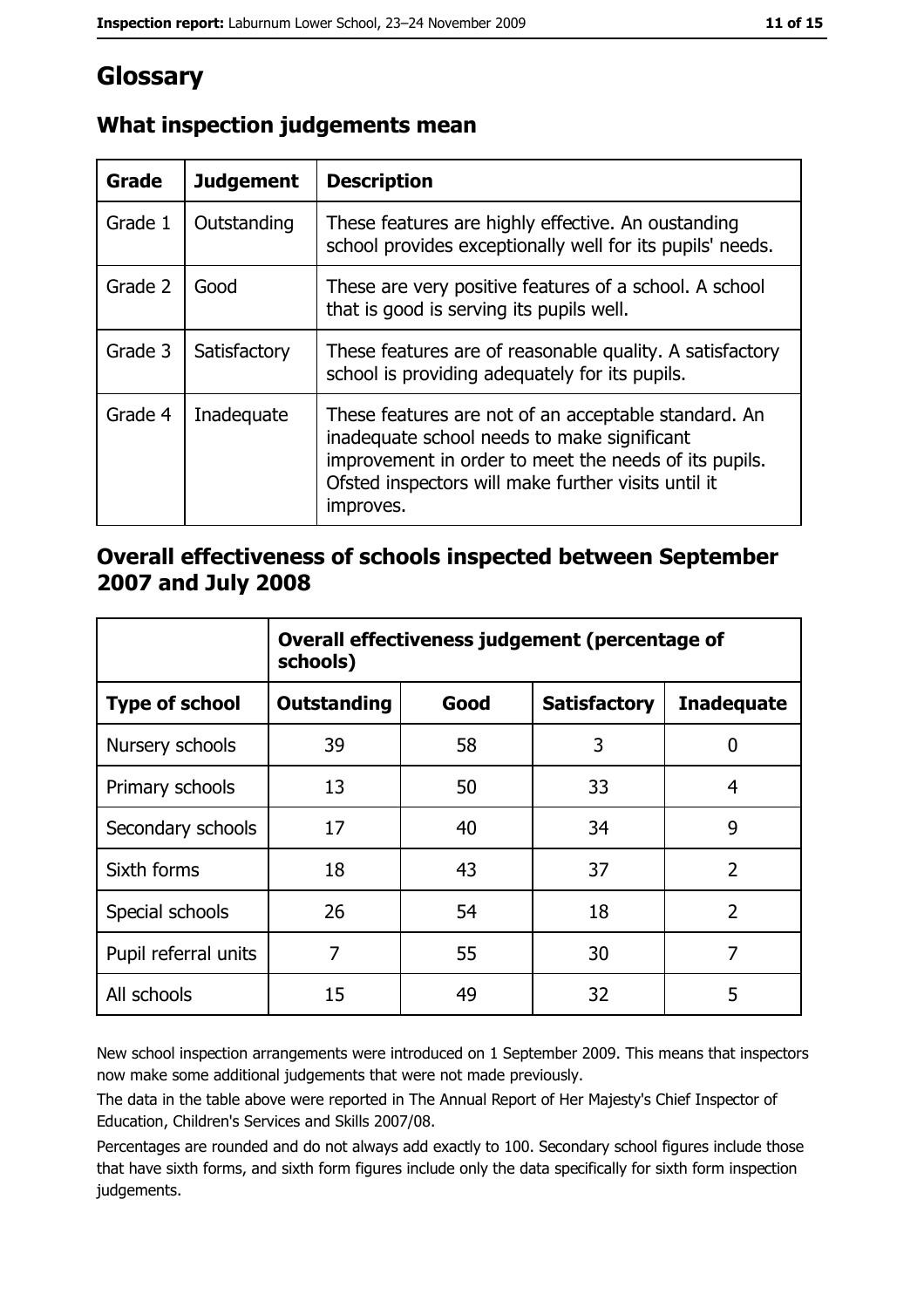# Glossary

## What inspection judgements mean

| Grade | Judgement | Description |
|---|---|---|
| Grade 1 | Outstanding | These features are highly effective. An oustanding school provides exceptionally well for its pupils' needs. |
| Grade 2 | Good | These are very positive features of a school. A school that is good is serving its pupils well. |
| Grade 3 | Satisfactory | These features are of reasonable quality. A satisfactory school is providing adequately for its pupils. |
| Grade 4 | Inadequate | These features are not of an acceptable standard. An inadequate school needs to make significant improvement in order to meet the needs of its pupils. Ofsted inspectors will make further visits until it improves. |

## Overall effectiveness of schools inspected between September 2007 and July 2008

| | Overall effectiveness judgement (percentage of schools) | | | |
|---|---|---|---|---|
| **Type of school** | **Outstanding** | **Good** | **Satisfactory** | **Inadequate** |
| Nursery schools | 39 | 58 | 3 | 0 |
| Primary schools | 13 | 50 | 33 | 4 |
| Secondary schools | 17 | 40 | 34 | 9 |
| Sixth forms | 18 | 43 | 37 | 2 |
| Special schools | 26 | 54 | 18 | 2 |
| Pupil referral units | 7 | 55 | 30 | 7 |
| All schools | 15 | 49 | 32 | 5 |

New school inspection arrangements were introduced on 1 September 2009. This means that inspectors now make some additional judgements that were not made previously.

The data in the table above were reported in The Annual Report of Her Majesty's Chief Inspector of Education, Children's Services and Skills 2007/08.

Percentages are rounded and do not always add exactly to 100. Secondary school figures include those that have sixth forms, and sixth form figures include only the data specifically for sixth form inspection judgements.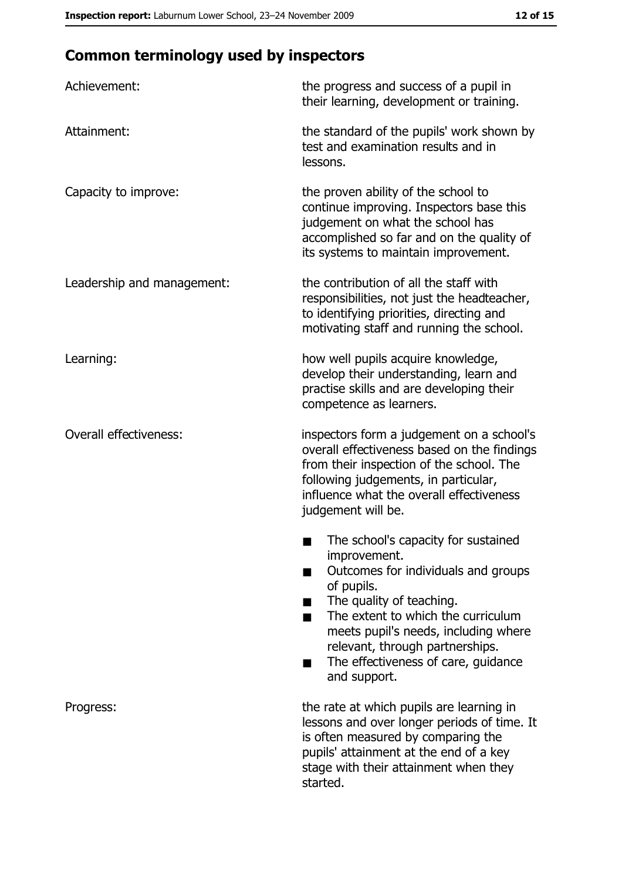## Common terminology used by inspectors

| | |
|---|---|
| Achievement: | the progress and success of a pupil in their learning, development or training. |
| Attainment: | the standard of the pupils' work shown by test and examination results and in lessons. |
| Capacity to improve: | the proven ability of the school to continue improving. Inspectors base this judgement on what the school has accomplished so far and on the quality of its systems to maintain improvement. |
| Leadership and management: | the contribution of all the staff with responsibilities, not just the headteacher, to identifying priorities, directing and motivating staff and running the school. |
| Learning: | how well pupils acquire knowledge, develop their understanding, learn and practise skills and are developing their competence as learners. |
| Overall effectiveness: | inspectors form a judgement on a school's overall effectiveness based on the findings from their inspection of the school. The following judgements, in particular, influence what the overall effectiveness judgement will be.<br>■ The school's capacity for sustained improvement.<br>■ Outcomes for individuals and groups of pupils.<br>■ The quality of teaching.<br>■ The extent to which the curriculum meets pupil's needs, including where relevant, through partnerships.<br>■ The effectiveness of care, guidance and support. |
| Progress: | the rate at which pupils are learning in lessons and over longer periods of time. It is often measured by comparing the pupils' attainment at the end of a key stage with their attainment when they started. |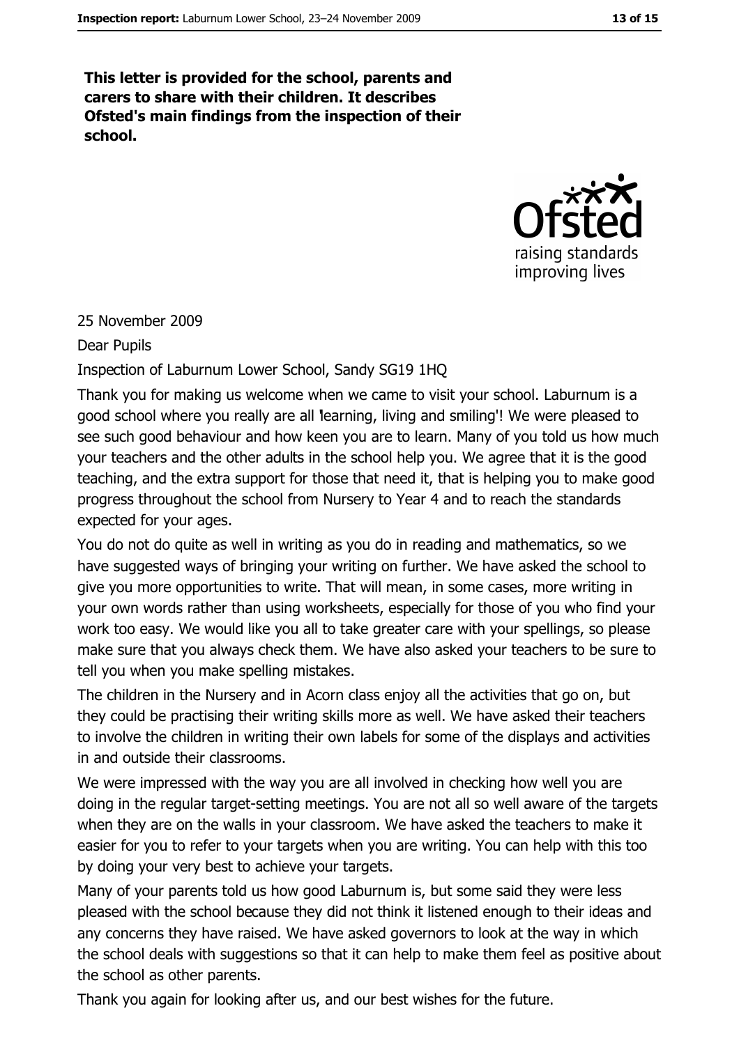**This letter is provided for the school, parents and carers to share with their children. It describes Ofsted's main findings from the inspection of their school.**

25 November 2009

Dear Pupils

Inspection of Laburnum Lower School, Sandy SG19 1HQ

Thank you for making us welcome when we came to visit your school. Laburnum is a good school where you really are all 'learning, living and smiling'! We were pleased to see such good behaviour and how keen you are to learn. Many of you told us how much your teachers and the other adults in the school help you. We agree that it is the good teaching, and the extra support for those that need it, that is helping you to make good progress throughout the school from Nursery to Year 4 and to reach the standards expected for your ages.

You do not do quite as well in writing as you do in reading and mathematics, so we have suggested ways of bringing your writing on further. We have asked the school to give you more opportunities to write. That will mean, in some cases, more writing in your own words rather than using worksheets, especially for those of you who find your work too easy. We would like you all to take greater care with your spellings, so please make sure that you always check them. We have also asked your teachers to be sure to tell you when you make spelling mistakes.

The children in the Nursery and in Acorn class enjoy all the activities that go on, but they could be practising their writing skills more as well. We have asked their teachers to involve the children in writing their own labels for some of the displays and activities in and outside their classrooms.

We were impressed with the way you are all involved in checking how well you are doing in the regular target-setting meetings. You are not all so well aware of the targets when they are on the walls in your classroom. We have asked the teachers to make it easier for you to refer to your targets when you are writing. You can help with this too by doing your very best to achieve your targets.

Many of your parents told us how good Laburnum is, but some said they were less pleased with the school because they did not think it listened enough to their ideas and any concerns they have raised. We have asked governors to look at the way in which the school deals with suggestions so that it can help to make them feel as positive about the school as other parents.

Thank you again for looking after us, and our best wishes for the future.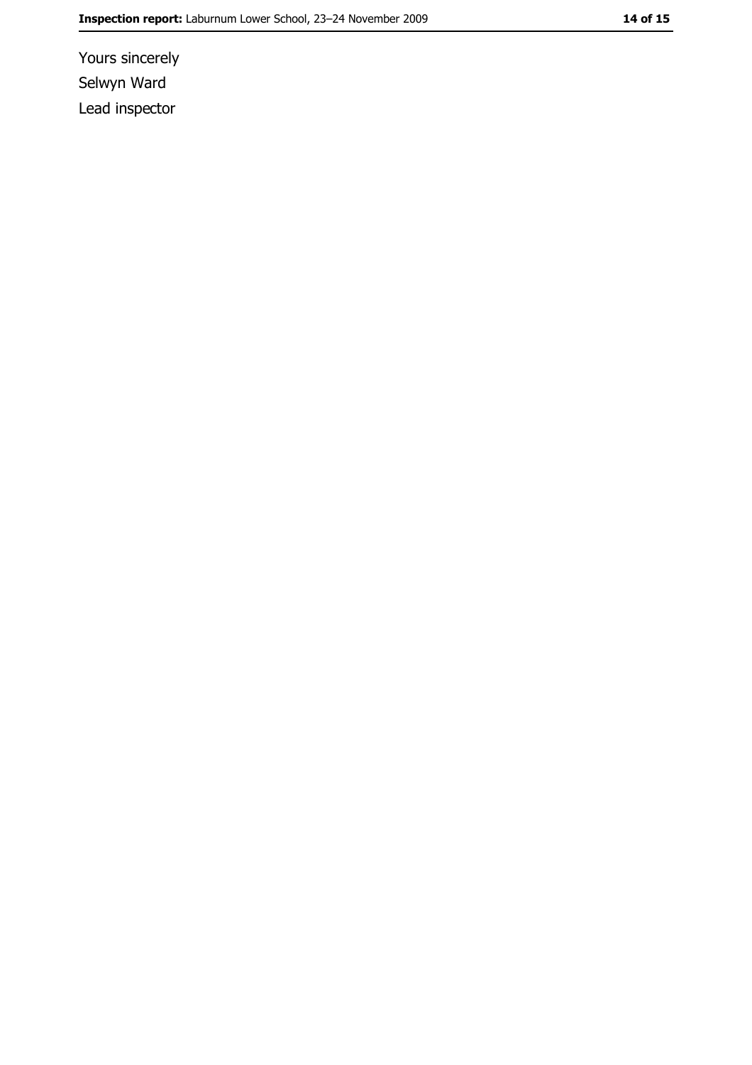Yours sincerely

Selwyn Ward

Lead inspector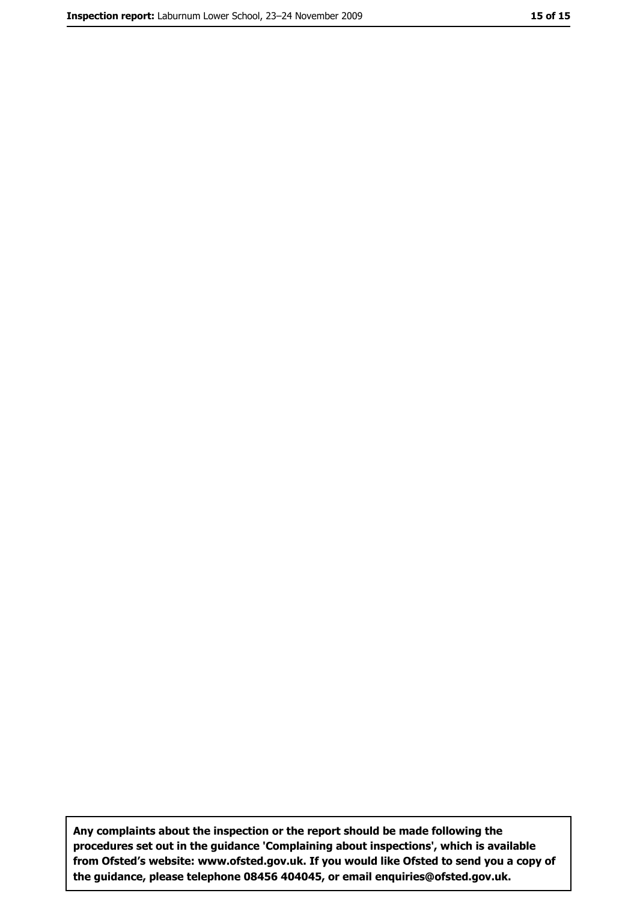**Any complaints about the inspection or the report should be made following the procedures set out in the guidance 'Complaining about inspections', which is available from Ofsted's website: www.ofsted.gov.uk. If you would like Ofsted to send you a copy of the guidance, please telephone 08456 404045, or email enquiries@ofsted.gov.uk.**